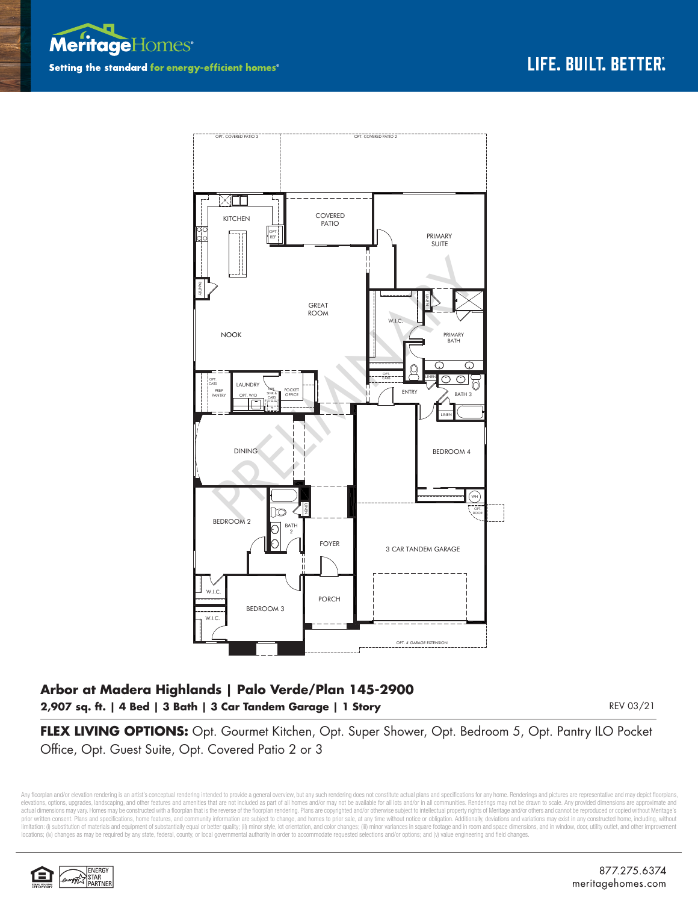**Meritage**Homes®

Setting the standard **for energy-efficient homes®**

LIFE. BUILT. BETTER.®

OPT. COVERED PATIO 3 | OPT. COVERED PATIO 2

KITCHEN | COVERED PATIO | PRIMARY SUITE | OPT. REF | PANTRY | GREAT ROOM | W.I.C. | LINEN | PRIMARY BATH | NOOK | OPT. CABS | PREP PANTRY | LAUNDRY | OPT. W/D | OPT. SINK & CABS | POCKET OFFICE | OPT. SEAT | ENTRY | LINEN | BATH 3 | LINEN | DINING | BEDROOM 4 | LINEN | WH | OPT. DOOR | BEDROOM 2 | BATH 2 | FOYER | 3 CAR TANDEM GARAGE | W.I.C. | BEDROOM 3 | PORCH | W.I.C. | OPT. 4' GARAGE EXTENSION

PRELIMINARY

## Arbor at Madera Highlands | Palo Verde/Plan 145-2900

**2,907 sq. ft. | 4 Bed | 3 Bath | 3 Car Tandem Garage | 1 Story**

REV 03/21

**FLEX LIVING OPTIONS:** Opt. Gourmet Kitchen, Opt. Super Shower, Opt. Bedroom 5, Opt. Pantry ILO Pocket Office, Opt. Guest Suite, Opt. Covered Patio 2 or 3

Any floorplan and/or elevation rendering is an artist's conceptual rendering intended to provide a general overview, but any such rendering does not constitute actual plans and specifications for any home. Renderings and pictures are representative and may depict floorplans, elevations, options, upgrades, landscaping, and other features and amenities that are not included as part of all homes and/or may not be available for all lots and/or in all communities. Renderings may not be drawn to scale. Any provided dimensions are approximate and actual dimensions may vary. Homes may be constructed with a floorplan that is the reverse of the floorplan rendering. Plans are copyrighted and/or otherwise subject to intellectual property rights of Meritage and/or others and cannot be reproduced or copied without Meritage's prior written consent. Plans and specifications, home features, and community information are subject to change, and homes to prior sale, at any time without notice or obligation. Additionally, deviations and variations may exist in any constructed home, including, without limitation: (i) substitution of materials and equipment of substantially equal or better quality; (ii) minor style, lot orientation, and color changes; (iii) minor variances in square footage and in room and space dimensions, and in window, door, utility outlet, and other improvement locations; (iv) changes as may be required by any state, federal, county, or local governmental authority in order to accommodate requested selections and/or options; and (v) value engineering and field changes.

EQUAL HOUSING OPPORTUNITY | ENERGY STAR PARTNER

877.275.6374
meritagehomes.com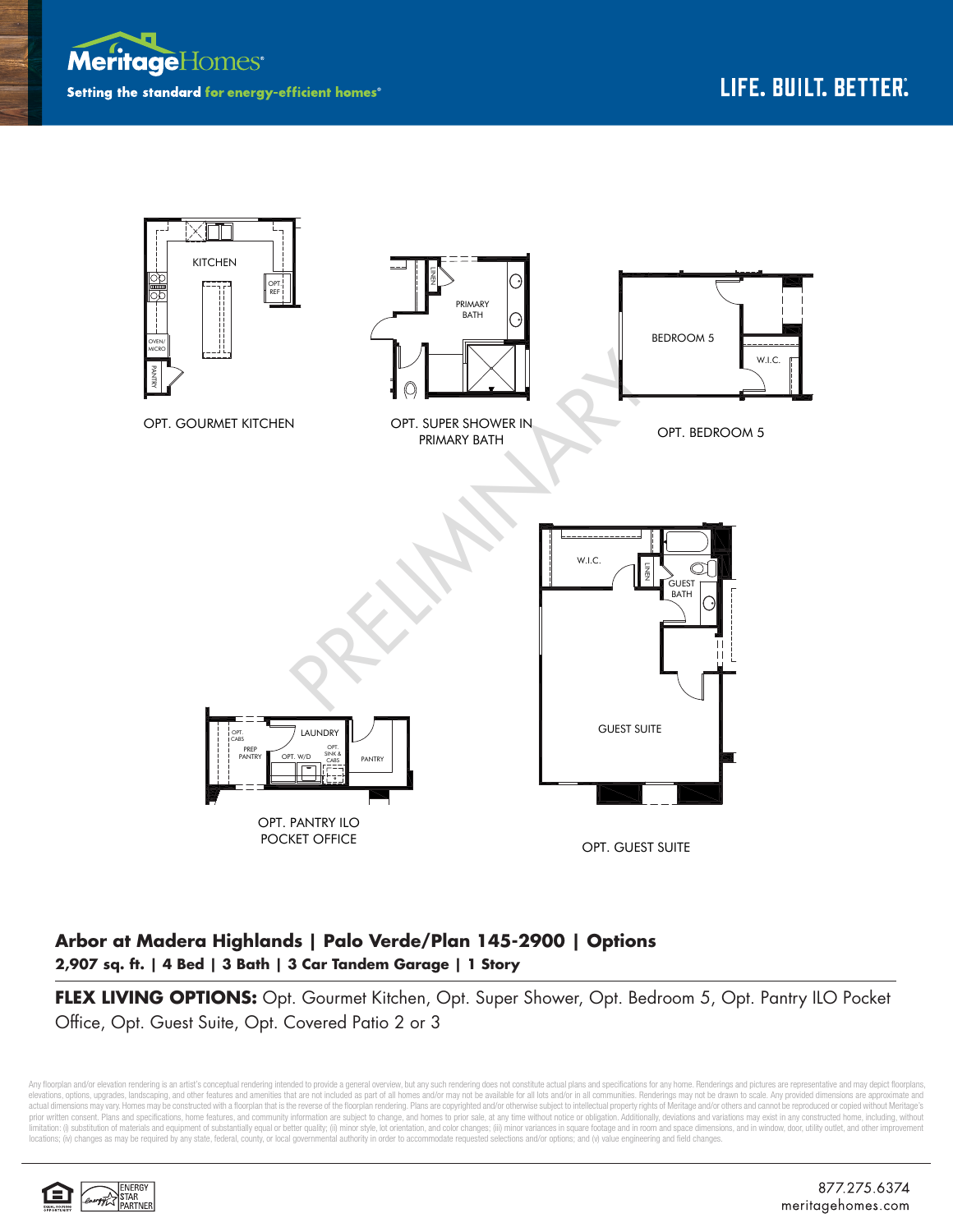MeritageHomes

Setting the standard for energy-efficient homes®

LIFE. BUILT. BETTER.

KITCHEN

OPT. REF

OVEN/ MICRO

PANTRY

OPT. GOURMET KITCHEN

LINEN

PRIMARY BATH

OPT. SUPER SHOWER IN PRIMARY BATH

BEDROOM 5

W.I.C.

OPT. BEDROOM 5

PRELIMINARY

W.I.C.

LINEN

GUEST BATH

GUEST SUITE

OPT. GUEST SUITE

OPT. CABS

PREP PANTRY

LAUNDRY

OPT. W/D

OPT. SINK & CABS

PANTRY

OPT. PANTRY ILO POCKET OFFICE

## Arbor at Madera Highlands | Palo Verde/Plan 145-2900 | Options

**2,907 sq. ft. | 4 Bed | 3 Bath | 3 Car Tandem Garage | 1 Story**

**FLEX LIVING OPTIONS:** Opt. Gourmet Kitchen, Opt. Super Shower, Opt. Bedroom 5, Opt. Pantry ILO Pocket Office, Opt. Guest Suite, Opt. Covered Patio 2 or 3

Any floorplan and/or elevation rendering is an artist's conceptual rendering intended to provide a general overview, but any such rendering does not constitute actual plans and specifications for any home. Renderings and pictures are representative and may depict floorplans, elevations, options, upgrades, landscaping, and other features and amenities that are not included as part of all homes and/or may not be available for all lots and/or in all communities. Renderings may not be drawn to scale. Any provided dimensions are approximate and actual dimensions may vary. Homes may be constructed with a floorplan that is the reverse of the floorplan rendering. Plans are copyrighted and/or otherwise subject to intellectual property rights of Meritage and/or others and cannot be reproduced or copied without Meritage's prior written consent. Plans and specifications, home features, and community information are subject to change, and homes to prior sale, at any time without notice or obligation. Additionally, deviations and variations may exist in any constructed home, including, without limitation: (i) substitution of materials and equipment of substantially equal or better quality; (ii) minor style, lot orientation, and color changes; (iii) minor variances in square footage and in room and space dimensions, and in window, door, utility outlet, and other improvement locations; (iv) changes as may be required by any state, federal, county, or local governmental authority in order to accommodate requested selections and/or options; and (v) value engineering and field changes.

ENERGY STAR PARTNER

877.275.6374
meritagehomes.com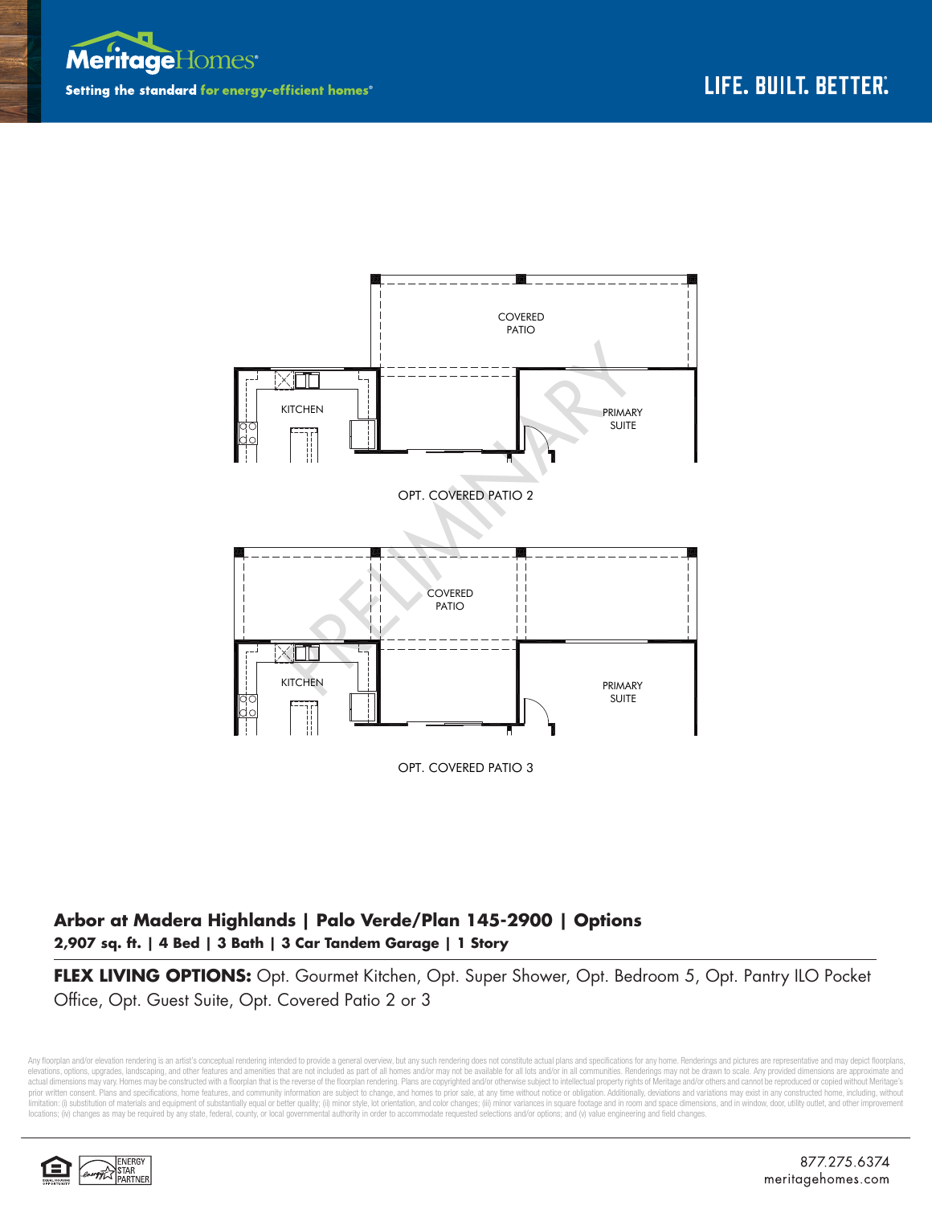Meritage Homes
Setting the standard for energy-efficient homes®

LIFE. BUILT. BETTER.®

COVERED PATIO

KITCHEN

PRIMARY SUITE

OPT. COVERED PATIO 2

COVERED PATIO

KITCHEN

PRIMARY SUITE

OPT. COVERED PATIO 3

PRELIMINARY

## Arbor at Madera Highlands | Palo Verde/Plan 145-2900 | Options

**2,907 sq. ft. | 4 Bed | 3 Bath | 3 Car Tandem Garage | 1 Story**

**FLEX LIVING OPTIONS:** Opt. Gourmet Kitchen, Opt. Super Shower, Opt. Bedroom 5, Opt. Pantry ILO Pocket Office, Opt. Guest Suite, Opt. Covered Patio 2 or 3

Any floorplan and/or elevation rendering is an artist's conceptual rendering intended to provide a general overview, but any such rendering does not constitute actual plans and specifications for any home. Renderings and pictures are representative and may depict floorplans, elevations, options, upgrades, landscaping, and other features and amenities that are not included as part of all homes and/or may not be available for all lots and/or in all communities. Renderings may not be drawn to scale. Any provided dimensions are approximate and actual dimensions may vary. Homes may be constructed with a floorplan that is the reverse of the floorplan rendering. Plans are copyrighted and/or otherwise subject to intellectual property rights of Meritage and/or others and cannot be reproduced or copied without Meritage's prior written consent. Plans and specifications, home features, and community information are subject to change, and homes to prior sale, at any time without notice or obligation. Additionally, deviations and variations may exist in any constructed home, including, without limitation: (i) substitution of materials and equipment of substantially equal or better quality; (ii) minor style, lot orientation, and color changes; (iii) minor variances in square footage and in room and space dimensions, and in window, door, utility outlet, and other improvement locations; (iv) changes as may be required by any state, federal, county, or local governmental authority in order to accommodate requested selections and/or options; and (v) value engineering and field changes.

ENERGY STAR PARTNER

877.275.6374
meritagehomes.com